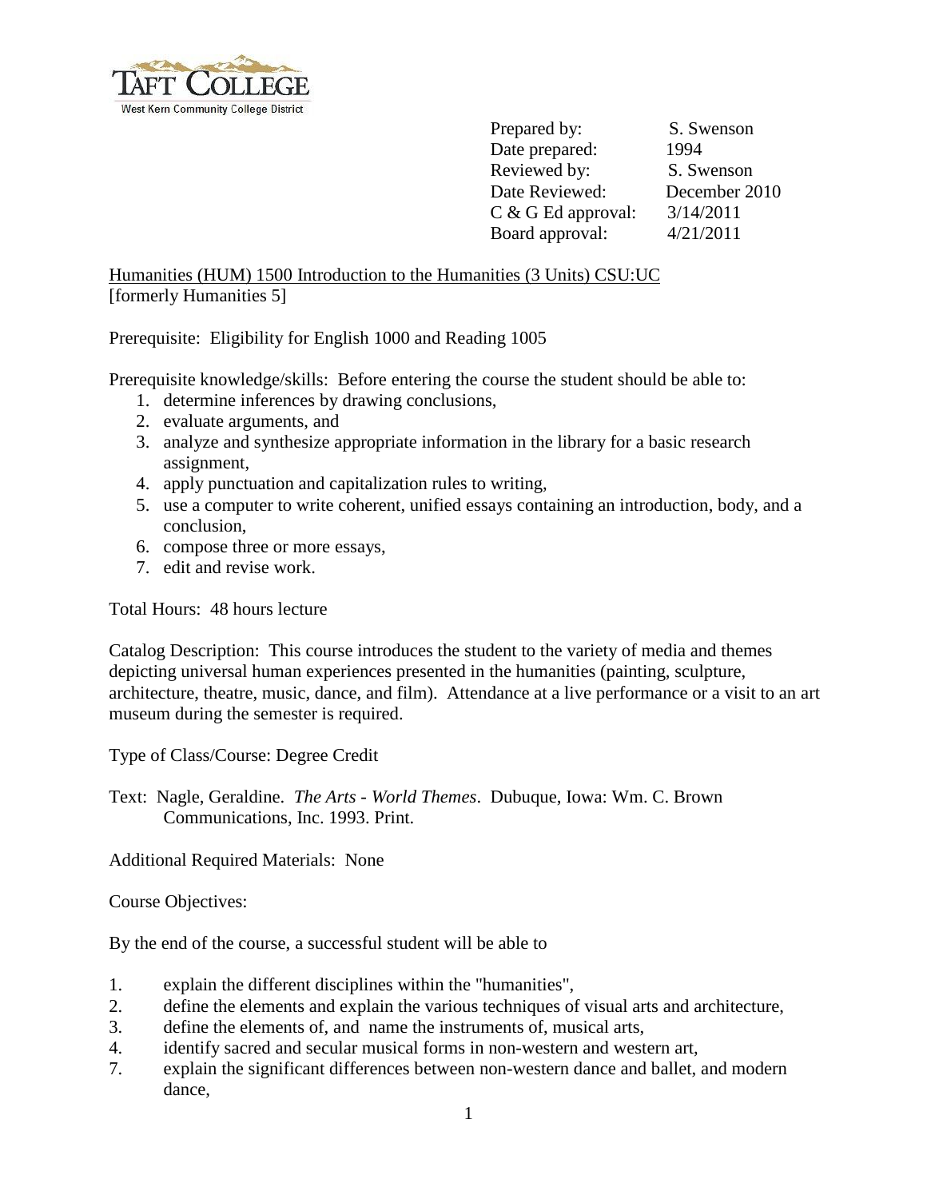TAFT COLLEGE

West Kern Community College District

| | |
|---|---|
| Prepared by: | S. Swenson |
| Date prepared: | 1994 |
| Reviewed by: | S. Swenson |
| Date Reviewed: | December 2010 |
| C & G Ed approval: | 3/14/2011 |
| Board approval: | 4/21/2011 |

Humanities (HUM) 1500 Introduction to the Humanities (3 Units) CSU:UC
[formerly Humanities 5]

Prerequisite: Eligibility for English 1000 and Reading 1005

Prerequisite knowledge/skills: Before entering the course the student should be able to:

1. determine inferences by drawing conclusions,
2. evaluate arguments, and
3. analyze and synthesize appropriate information in the library for a basic research assignment,
4. apply punctuation and capitalization rules to writing,
5. use a computer to write coherent, unified essays containing an introduction, body, and a conclusion,
6. compose three or more essays,
7. edit and revise work.

Total Hours: 48 hours lecture

Catalog Description: This course introduces the student to the variety of media and themes depicting universal human experiences presented in the humanities (painting, sculpture, architecture, theatre, music, dance, and film). Attendance at a live performance or a visit to an art museum during the semester is required.

Type of Class/Course: Degree Credit

Text: Nagle, Geraldine. *The Arts - World Themes*. Dubuque, Iowa: Wm. C. Brown Communications, Inc. 1993. Print.

Additional Required Materials: None

Course Objectives:

By the end of the course, a successful student will be able to

1. explain the different disciplines within the "humanities",
2. define the elements and explain the various techniques of visual arts and architecture,
3. define the elements of, and name the instruments of, musical arts,
4. identify sacred and secular musical forms in non-western and western art,
7. explain the significant differences between non-western dance and ballet, and modern dance,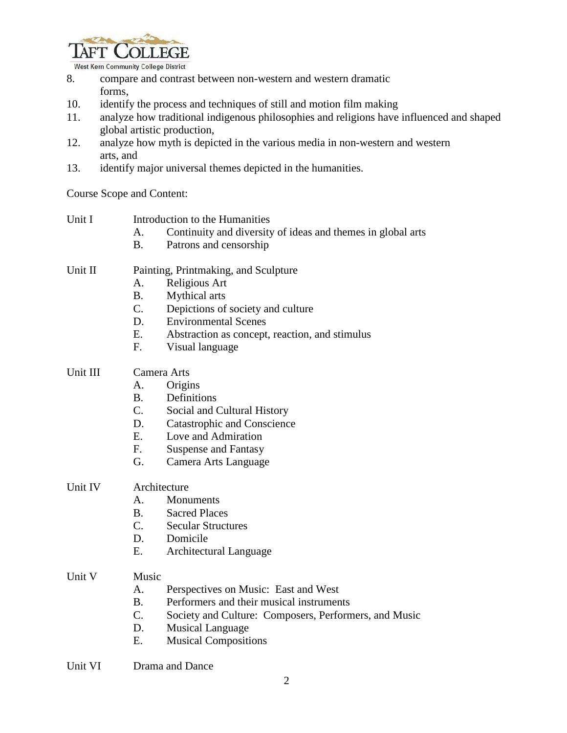8. compare and contrast between non-western and western dramatic forms,
10. identify the process and techniques of still and motion film making
11. analyze how traditional indigenous philosophies and religions have influenced and shaped global artistic production,
12. analyze how myth is depicted in the various media in non-western and western arts, and
13. identify major universal themes depicted in the humanities.

Course Scope and Content:

Unit I — Introduction to the Humanities
- A. Continuity and diversity of ideas and themes in global arts
- B. Patrons and censorship

Unit II — Painting, Printmaking, and Sculpture
- A. Religious Art
- B. Mythical arts
- C. Depictions of society and culture
- D. Environmental Scenes
- E. Abstraction as concept, reaction, and stimulus
- F. Visual language

Unit III — Camera Arts
- A. Origins
- B. Definitions
- C. Social and Cultural History
- D. Catastrophic and Conscience
- E. Love and Admiration
- F. Suspense and Fantasy
- G. Camera Arts Language

Unit IV — Architecture
- A. Monuments
- B. Sacred Places
- C. Secular Structures
- D. Domicile
- E. Architectural Language

Unit V — Music
- A. Perspectives on Music: East and West
- B. Performers and their musical instruments
- C. Society and Culture: Composers, Performers, and Music
- D. Musical Language
- E. Musical Compositions

Unit VI — Drama and Dance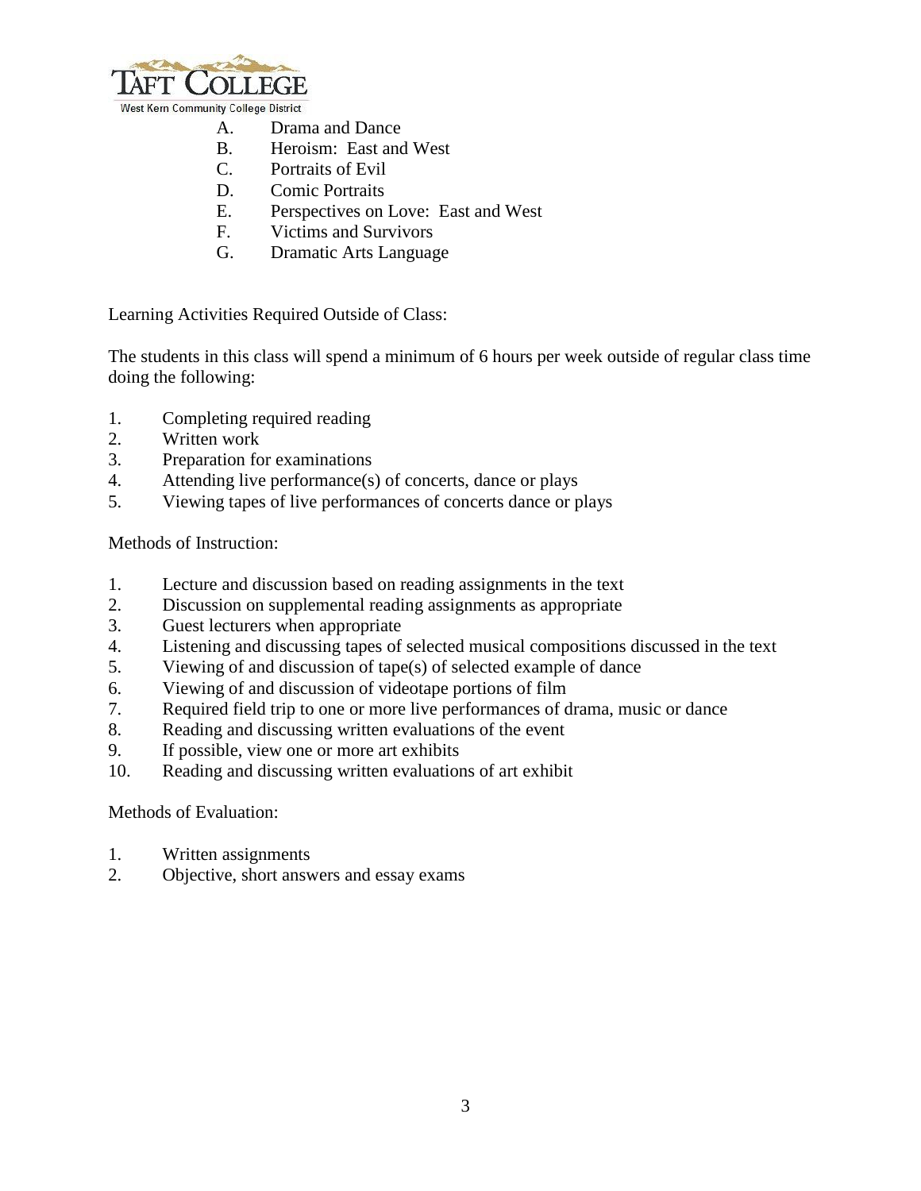A. Drama and Dance
B. Heroism: East and West
C. Portraits of Evil
D. Comic Portraits
E. Perspectives on Love: East and West
F. Victims and Survivors
G. Dramatic Arts Language

Learning Activities Required Outside of Class:

The students in this class will spend a minimum of 6 hours per week outside of regular class time doing the following:

1. Completing required reading
2. Written work
3. Preparation for examinations
4. Attending live performance(s) of concerts, dance or plays
5. Viewing tapes of live performances of concerts dance or plays

Methods of Instruction:

1. Lecture and discussion based on reading assignments in the text
2. Discussion on supplemental reading assignments as appropriate
3. Guest lecturers when appropriate
4. Listening and discussing tapes of selected musical compositions discussed in the text
5. Viewing of and discussion of tape(s) of selected example of dance
6. Viewing of and discussion of videotape portions of film
7. Required field trip to one or more live performances of drama, music or dance
8. Reading and discussing written evaluations of the event
9. If possible, view one or more art exhibits
10. Reading and discussing written evaluations of art exhibit

Methods of Evaluation:

1. Written assignments
2. Objective, short answers and essay exams